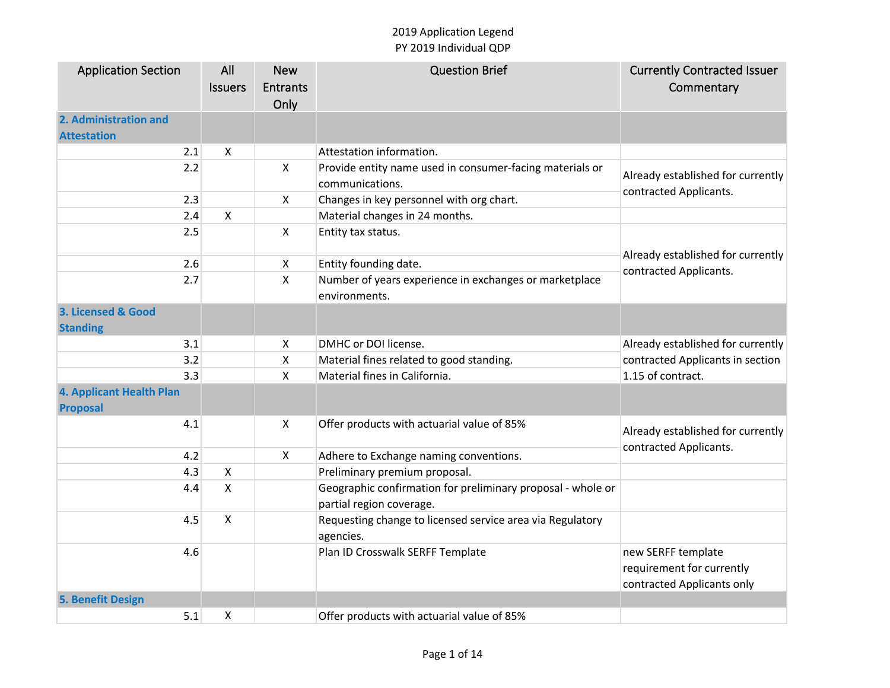2019 Application Legend

PY 2019 Individual QDP

| Application Section | All Issuers | New Entrants Only | Question Brief | Currently Contracted Issuer Commentary |
|---|---|---|---|---|
| **2. Administration and Attestation** | | | | |
| 2.1 | X | | Attestation information. | |
| 2.2 | | X | Provide entity name used in consumer-facing materials or communications. | Already established for currently contracted Applicants. |
| 2.3 | | X | Changes in key personnel with org chart. | |
| 2.4 | X | | Material changes in 24 months. | |
| 2.5 | | X | Entity tax status. | Already established for currently contracted Applicants. |
| 2.6 | | X | Entity founding date. | |
| 2.7 | | X | Number of years experience in exchanges or marketplace environments. | |
| **3. Licensed & Good Standing** | | | | |
| 3.1 | | X | DMHC or DOI license. | Already established for currently contracted Applicants in section 1.15 of contract. |
| 3.2 | | X | Material fines related to good standing. | |
| 3.3 | | X | Material fines in California. | |
| **4. Applicant Health Plan Proposal** | | | | |
| 4.1 | | X | Offer products with actuarial value of 85% | Already established for currently contracted Applicants. |
| 4.2 | | X | Adhere to Exchange naming conventions. | |
| 4.3 | X | | Preliminary premium proposal. | |
| 4.4 | X | | Geographic confirmation for preliminary proposal - whole or partial region coverage. | |
| 4.5 | X | | Requesting change to licensed service area via Regulatory agencies. | |
| 4.6 | | | Plan ID Crosswalk SERFF Template | new SERFF template requirement for currently contracted Applicants only |
| **5. Benefit Design** | | | | |
| 5.1 | X | | Offer products with actuarial value of 85% | |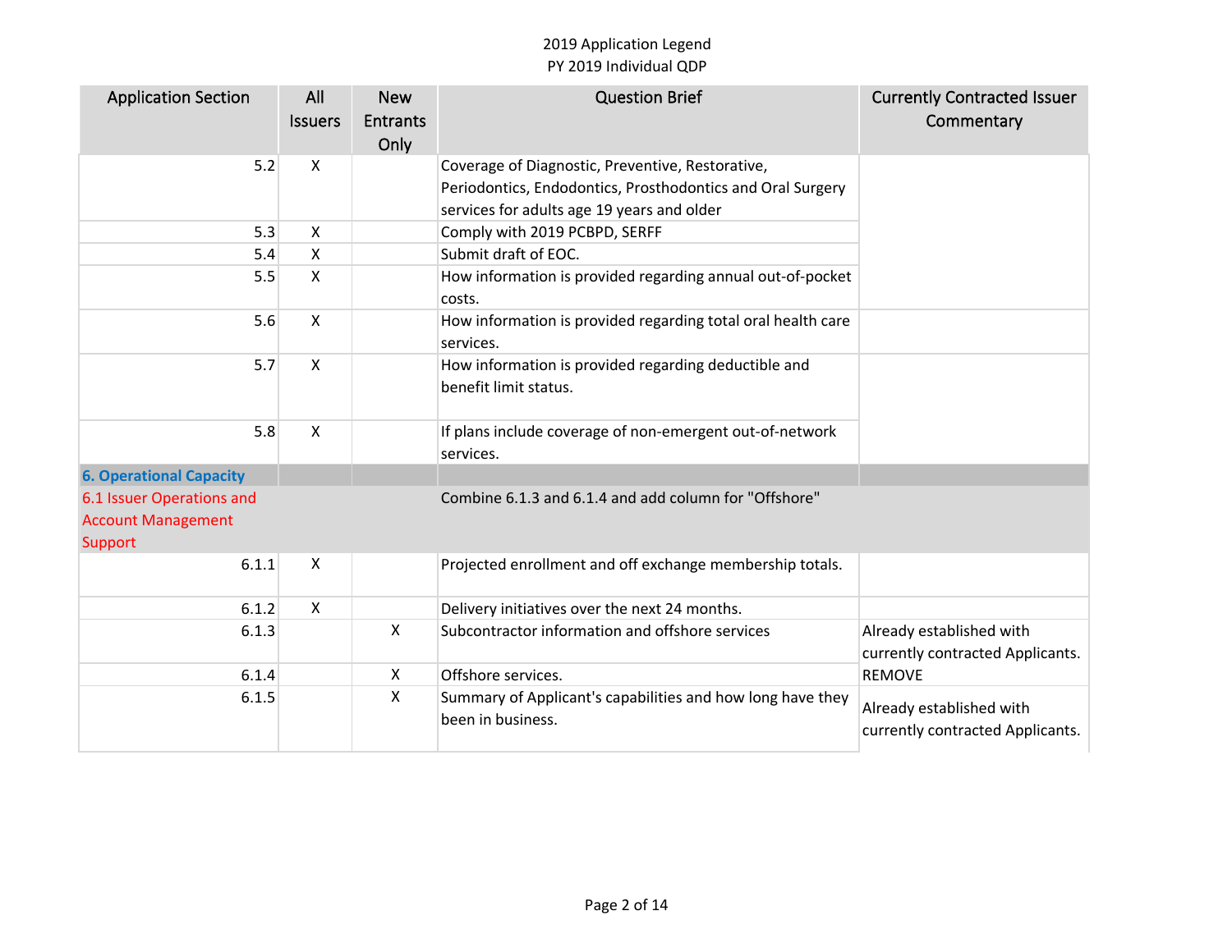2019 Application Legend
PY 2019 Individual QDP

| Application Section | All Issuers | New Entrants Only | Question Brief | Currently Contracted Issuer Commentary |
|---|---|---|---|---|
| 5.2 | X | | Coverage of Diagnostic, Preventive, Restorative, Periodontics, Endodontics, Prosthodontics and Oral Surgery services for adults age 19 years and older | |
| 5.3 | X | | Comply with 2019 PCBPD, SERFF | |
| 5.4 | X | | Submit draft of EOC. | |
| 5.5 | X | | How information is provided regarding annual out-of-pocket costs. | |
| 5.6 | X | | How information is provided regarding total oral health care services. | |
| 5.7 | X | | How information is provided regarding deductible and benefit limit status. | |
| 5.8 | X | | If plans include coverage of non-emergent out-of-network services. | |
| **6. Operational Capacity** | | | | |
| 6.1 Issuer Operations and Account Management Support | | | Combine 6.1.3 and 6.1.4 and add column for "Offshore" | |
| 6.1.1 | X | | Projected enrollment and off exchange membership totals. | |
| 6.1.2 | X | | Delivery initiatives over the next 24 months. | |
| 6.1.3 | | X | Subcontractor information and offshore services | Already established with currently contracted Applicants. |
| 6.1.4 | | X | Offshore services. | REMOVE |
| 6.1.5 | | X | Summary of Applicant's capabilities and how long have they been in business. | Already established with currently contracted Applicants. |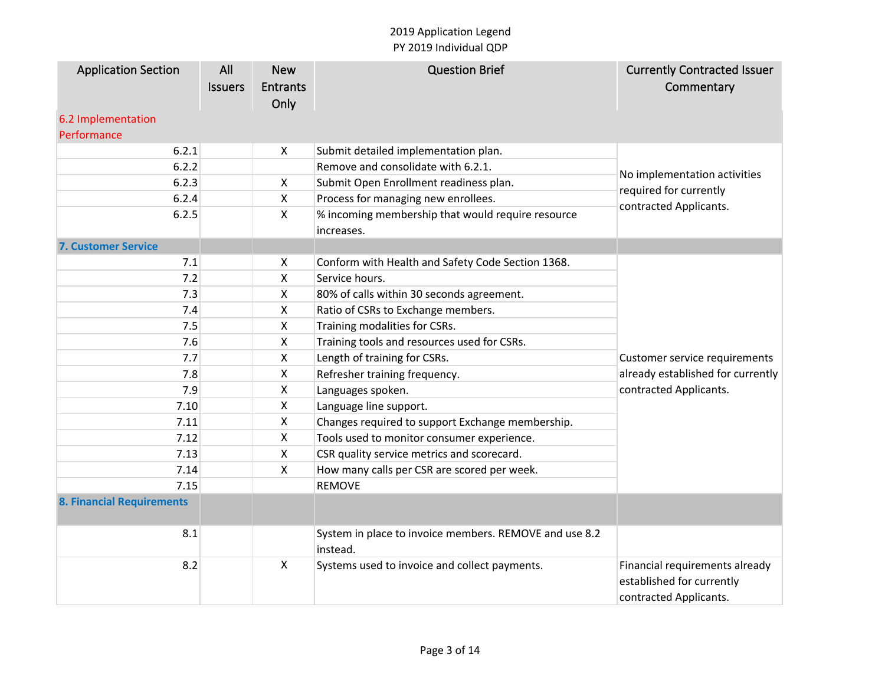2019 Application Legend
PY 2019 Individual QDP

| Application Section | All Issuers | New Entrants Only | Question Brief | Currently Contracted Issuer Commentary |
|---|---|---|---|---|
| 6.2 Implementation Performance | | | | |
| 6.2.1 | | X | Submit detailed implementation plan. | No implementation activities required for currently contracted Applicants. |
| 6.2.2 | | | Remove and consolidate with 6.2.1. | |
| 6.2.3 | | X | Submit Open Enrollment readiness plan. | |
| 6.2.4 | | X | Process for managing new enrollees. | |
| 6.2.5 | | X | % incoming membership that would require resource increases. | |
| **7. Customer Service** | | | | |
| 7.1 | | X | Conform with Health and Safety Code Section 1368. | Customer service requirements already established for currently contracted Applicants. |
| 7.2 | | X | Service hours. | |
| 7.3 | | X | 80% of calls within 30 seconds agreement. | |
| 7.4 | | X | Ratio of CSRs to Exchange members. | |
| 7.5 | | X | Training modalities for CSRs. | |
| 7.6 | | X | Training tools and resources used for CSRs. | |
| 7.7 | | X | Length of training for CSRs. | |
| 7.8 | | X | Refresher training frequency. | |
| 7.9 | | X | Languages spoken. | |
| 7.10 | | X | Language line support. | |
| 7.11 | | X | Changes required to support Exchange membership. | |
| 7.12 | | X | Tools used to monitor consumer experience. | |
| 7.13 | | X | CSR quality service metrics and scorecard. | |
| 7.14 | | X | How many calls per CSR are scored per week. | |
| 7.15 | | | REMOVE | |
| **8. Financial Requirements** | | | | |
| 8.1 | | | System in place to invoice members. REMOVE and use 8.2 instead. | |
| 8.2 | | X | Systems used to invoice and collect payments. | Financial requirements already established for currently contracted Applicants. |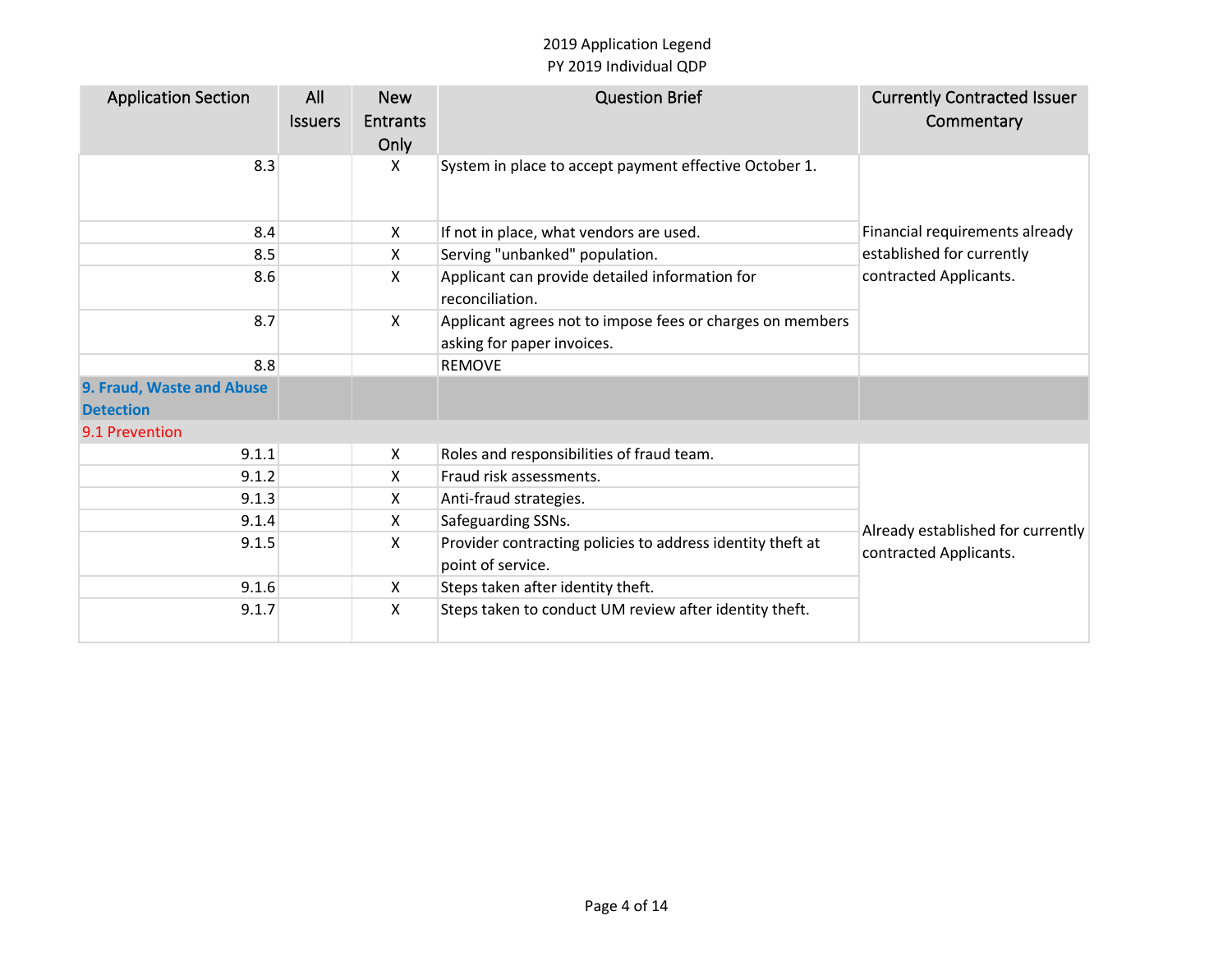2019 Application Legend
PY 2019 Individual QDP

| Application Section | All Issuers | New Entrants Only | Question Brief | Currently Contracted Issuer Commentary |
| --- | --- | --- | --- | --- |
| 8.3 | | X | System in place to accept payment effective October 1. | Financial requirements already established for currently contracted Applicants. |
| 8.4 | | X | If not in place, what vendors are used. | |
| 8.5 | | X | Serving "unbanked" population. | |
| 8.6 | | X | Applicant can provide detailed information for reconciliation. | |
| 8.7 | | X | Applicant agrees not to impose fees or charges on members asking for paper invoices. | |
| 8.8 | | | REMOVE | |
| **9. Fraud, Waste and Abuse Detection** | | | | |
| 9.1 Prevention | | | | |
| 9.1.1 | | X | Roles and responsibilities of fraud team. | Already established for currently contracted Applicants. |
| 9.1.2 | | X | Fraud risk assessments. | |
| 9.1.3 | | X | Anti-fraud strategies. | |
| 9.1.4 | | X | Safeguarding SSNs. | |
| 9.1.5 | | X | Provider contracting policies to address identity theft at point of service. | |
| 9.1.6 | | X | Steps taken after identity theft. | |
| 9.1.7 | | X | Steps taken to conduct UM review after identity theft. | |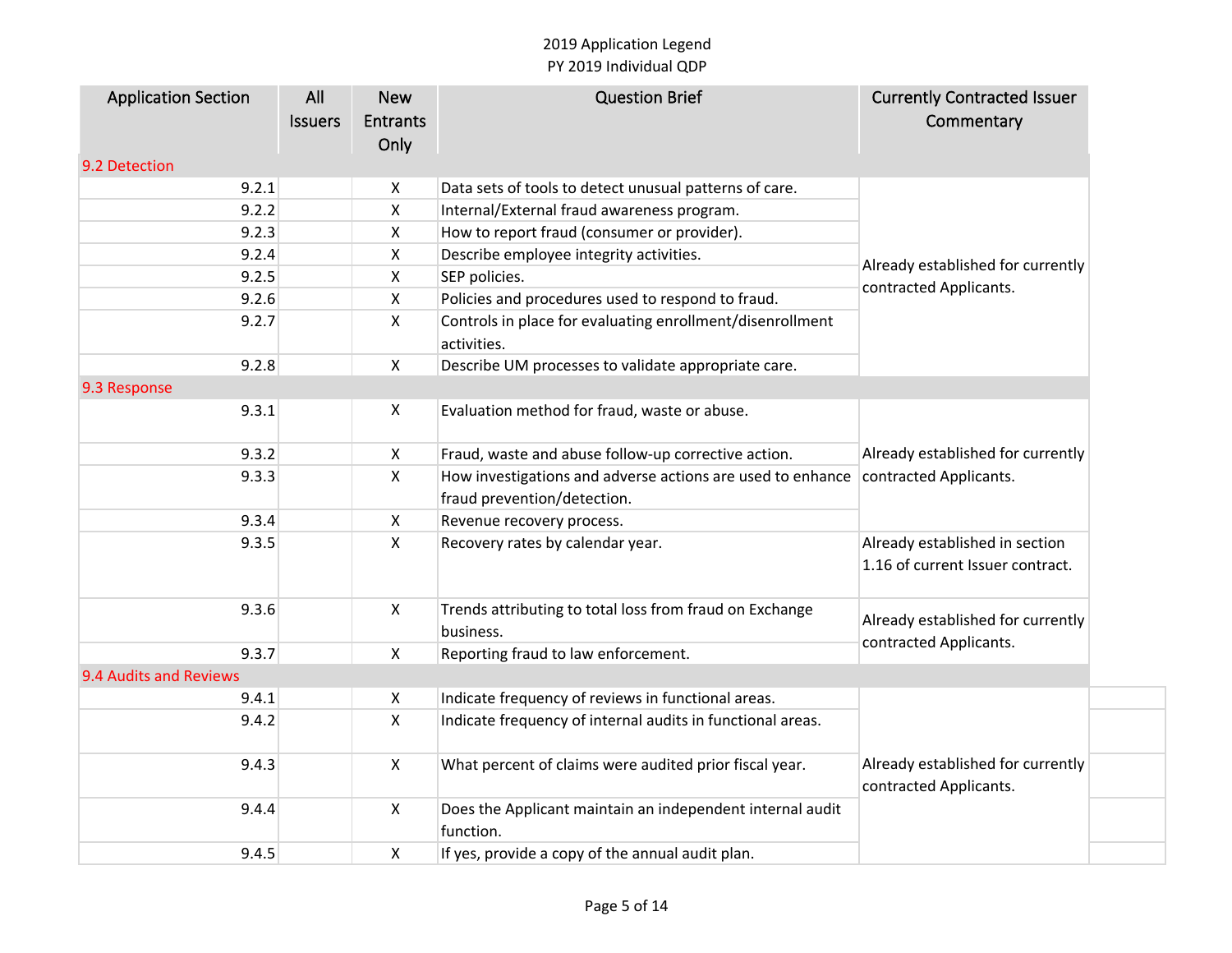2019 Application Legend
PY 2019 Individual QDP

| Application Section | All Issuers | New Entrants Only | Question Brief | Currently Contracted Issuer Commentary |
|---|---|---|---|---|
| 9.2 Detection | | | | |
| 9.2.1 | | X | Data sets of tools to detect unusual patterns of care. | Already established for currently contracted Applicants. |
| 9.2.2 | | X | Internal/External fraud awareness program. | |
| 9.2.3 | | X | How to report fraud (consumer or provider). | |
| 9.2.4 | | X | Describe employee integrity activities. | |
| 9.2.5 | | X | SEP policies. | |
| 9.2.6 | | X | Policies and procedures used to respond to fraud. | |
| 9.2.7 | | X | Controls in place for evaluating enrollment/disenrollment activities. | |
| 9.2.8 | | X | Describe UM processes to validate appropriate care. | |
| 9.3 Response | | | | |
| 9.3.1 | | X | Evaluation method for fraud, waste or abuse. | Already established for currently contracted Applicants. |
| 9.3.2 | | X | Fraud, waste and abuse follow-up corrective action. | |
| 9.3.3 | | X | How investigations and adverse actions are used to enhance fraud prevention/detection. | |
| 9.3.4 | | X | Revenue recovery process. | |
| 9.3.5 | | X | Recovery rates by calendar year. | Already established in section 1.16 of current Issuer contract. |
| 9.3.6 | | X | Trends attributing to total loss from fraud on Exchange business. | Already established for currently contracted Applicants. |
| 9.3.7 | | X | Reporting fraud to law enforcement. | |
| 9.4 Audits and Reviews | | | | |
| 9.4.1 | | X | Indicate frequency of reviews in functional areas. | Already established for currently contracted Applicants. |
| 9.4.2 | | X | Indicate frequency of internal audits in functional areas. | |
| 9.4.3 | | X | What percent of claims were audited prior fiscal year. | |
| 9.4.4 | | X | Does the Applicant maintain an independent internal audit function. | |
| 9.4.5 | | X | If yes, provide a copy of the annual audit plan. | |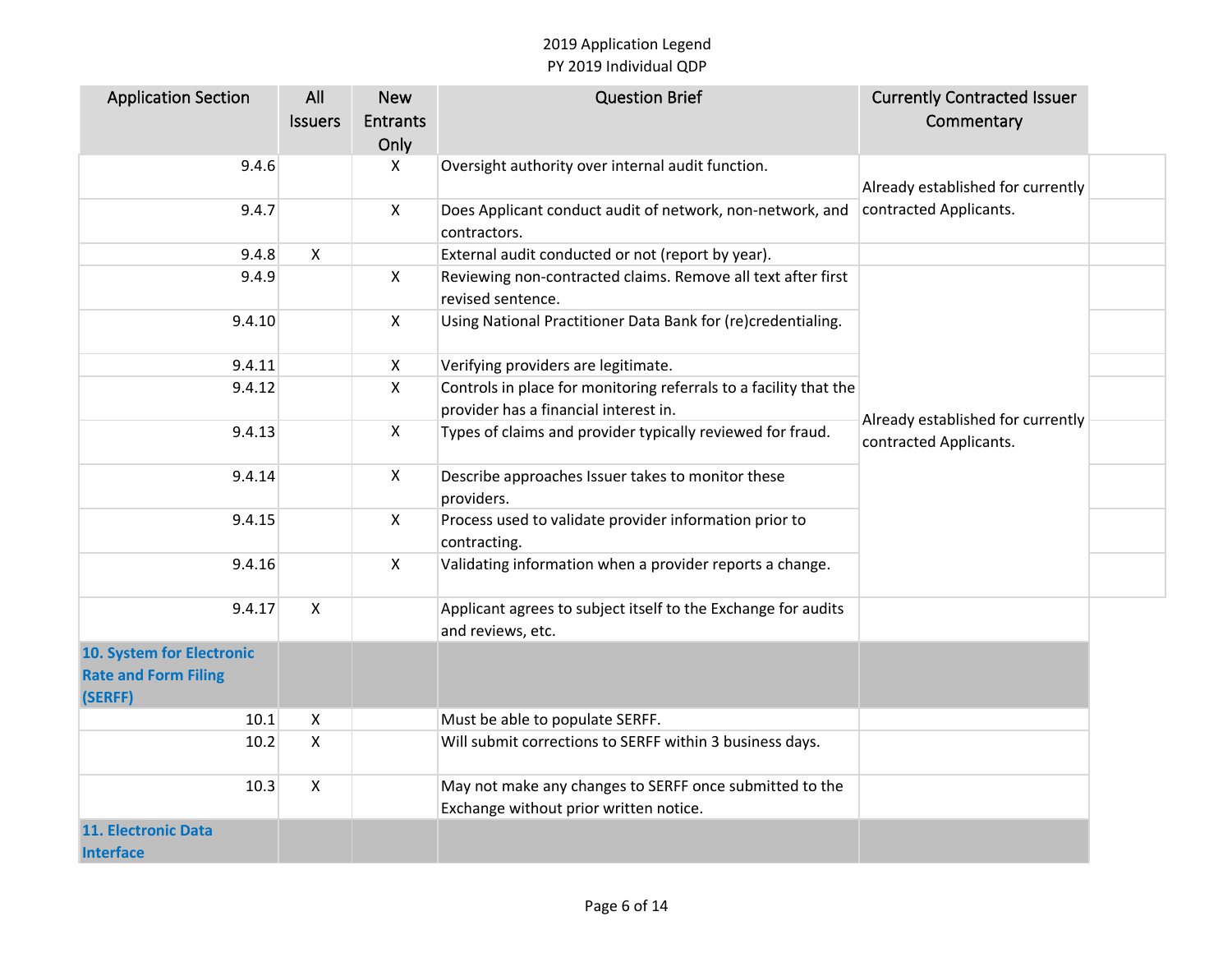| Application Section | All Issuers | New Entrants Only | Question Brief | Currently Contracted Issuer Commentary |
|---|---|---|---|---|
| 9.4.6 | | X | Oversight authority over internal audit function. | Already established for currently contracted Applicants. |
| 9.4.7 | | X | Does Applicant conduct audit of network, non-network, and contractors. | |
| 9.4.8 | X | | External audit conducted or not (report by year). | |
| 9.4.9 | | X | Reviewing non-contracted claims. Remove all text after first revised sentence. | Already established for currently contracted Applicants. |
| 9.4.10 | | X | Using National Practitioner Data Bank for (re)credentialing. | |
| 9.4.11 | | X | Verifying providers are legitimate. | |
| 9.4.12 | | X | Controls in place for monitoring referrals to a facility that the provider has a financial interest in. | |
| 9.4.13 | | X | Types of claims and provider typically reviewed for fraud. | |
| 9.4.14 | | X | Describe approaches Issuer takes to monitor these providers. | |
| 9.4.15 | | X | Process used to validate provider information prior to contracting. | |
| 9.4.16 | | X | Validating information when a provider reports a change. | |
| 9.4.17 | X | | Applicant agrees to subject itself to the Exchange for audits and reviews, etc. | |
| **10. System for Electronic Rate and Form Filing (SERFF)** | | | | |
| 10.1 | X | | Must be able to populate SERFF. | |
| 10.2 | X | | Will submit corrections to SERFF within 3 business days. | |
| 10.3 | X | | May not make any changes to SERFF once submitted to the Exchange without prior written notice. | |
| **11. Electronic Data Interface** | | | | |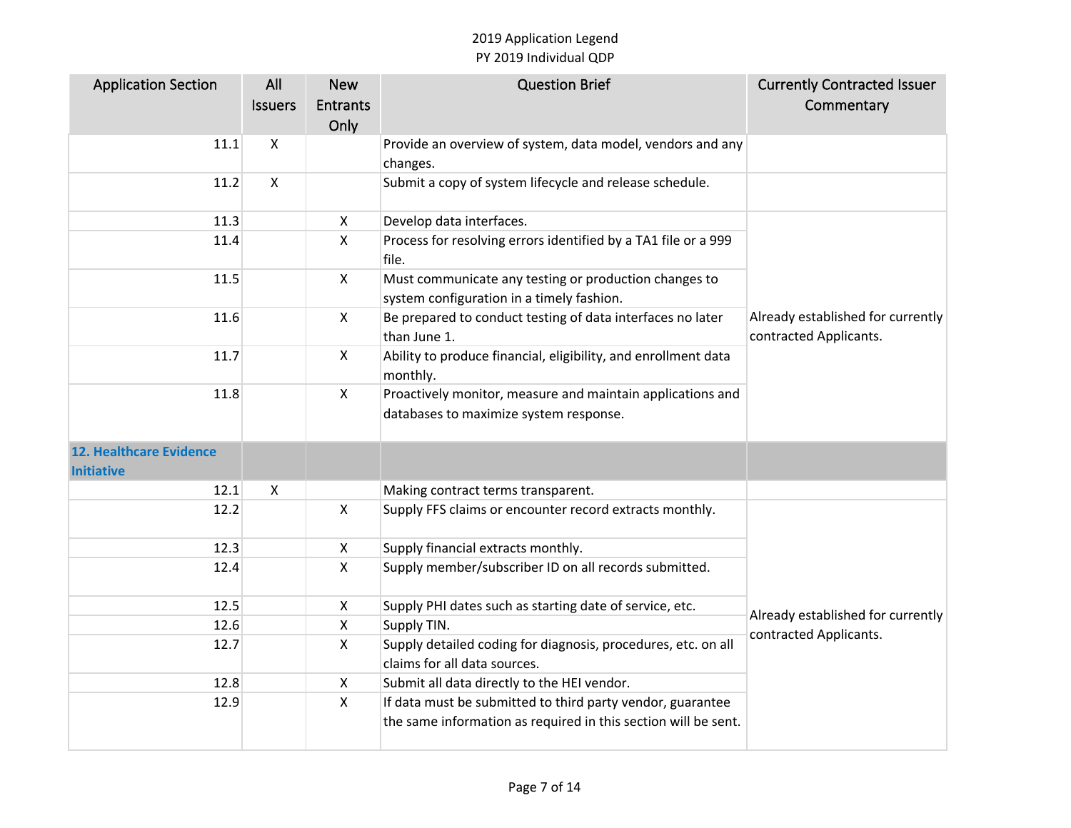2019 Application Legend
PY 2019 Individual QDP

| Application Section | All Issuers | New Entrants Only | Question Brief | Currently Contracted Issuer Commentary |
|---|---|---|---|---|
| 11.1 | X | | Provide an overview of system, data model, vendors and any changes. | |
| 11.2 | X | | Submit a copy of system lifecycle and release schedule. | |
| 11.3 | | X | Develop data interfaces. | Already established for currently contracted Applicants. |
| 11.4 | | X | Process for resolving errors identified by a TA1 file or a 999 file. | |
| 11.5 | | X | Must communicate any testing or production changes to system configuration in a timely fashion. | |
| 11.6 | | X | Be prepared to conduct testing of data interfaces no later than June 1. | |
| 11.7 | | X | Ability to produce financial, eligibility, and enrollment data monthly. | |
| 11.8 | | X | Proactively monitor, measure and maintain applications and databases to maximize system response. | |
| **12. Healthcare Evidence Initiative** | | | | |
| 12.1 | X | | Making contract terms transparent. | |
| 12.2 | | X | Supply FFS claims or encounter record extracts monthly. | Already established for currently contracted Applicants. |
| 12.3 | | X | Supply financial extracts monthly. | |
| 12.4 | | X | Supply member/subscriber ID on all records submitted. | |
| 12.5 | | X | Supply PHI dates such as starting date of service, etc. | |
| 12.6 | | X | Supply TIN. | |
| 12.7 | | X | Supply detailed coding for diagnosis, procedures, etc. on all claims for all data sources. | |
| 12.8 | | X | Submit all data directly to the HEI vendor. | |
| 12.9 | | X | If data must be submitted to third party vendor, guarantee the same information as required in this section will be sent. | |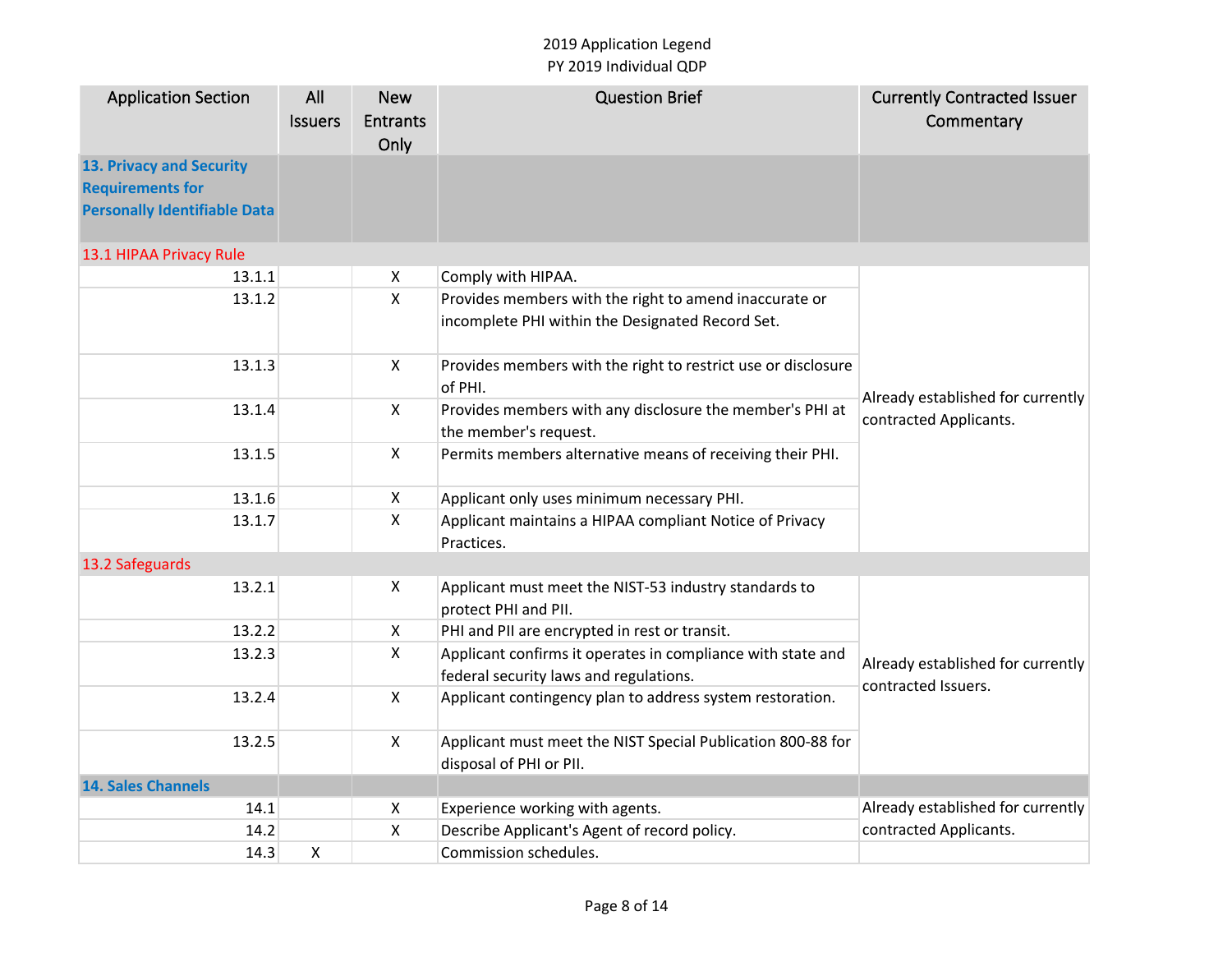2019 Application Legend
PY 2019 Individual QDP

| Application Section | All Issuers | New Entrants Only | Question Brief | Currently Contracted Issuer Commentary |
|---|---|---|---|---|
| **13. Privacy and Security Requirements for Personally Identifiable Data** | | | | |
| 13.1 HIPAA Privacy Rule | | | | |
| 13.1.1 | | X | Comply with HIPAA. | Already established for currently contracted Applicants. |
| 13.1.2 | | X | Provides members with the right to amend inaccurate or incomplete PHI within the Designated Record Set. | |
| 13.1.3 | | X | Provides members with the right to restrict use or disclosure of PHI. | |
| 13.1.4 | | X | Provides members with any disclosure the member's PHI at the member's request. | |
| 13.1.5 | | X | Permits members alternative means of receiving their PHI. | |
| 13.1.6 | | X | Applicant only uses minimum necessary PHI. | |
| 13.1.7 | | X | Applicant maintains a HIPAA compliant Notice of Privacy Practices. | |
| 13.2 Safeguards | | | | |
| 13.2.1 | | X | Applicant must meet the NIST-53 industry standards to protect PHI and PII. | Already established for currently contracted Issuers. |
| 13.2.2 | | X | PHI and PII are encrypted in rest or transit. | |
| 13.2.3 | | X | Applicant confirms it operates in compliance with state and federal security laws and regulations. | |
| 13.2.4 | | X | Applicant contingency plan to address system restoration. | |
| 13.2.5 | | X | Applicant must meet the NIST Special Publication 800-88 for disposal of PHI or PII. | |
| **14. Sales Channels** | | | | |
| 14.1 | | X | Experience working with agents. | Already established for currently contracted Applicants. |
| 14.2 | | X | Describe Applicant's Agent of record policy. | |
| 14.3 | X | | Commission schedules. | |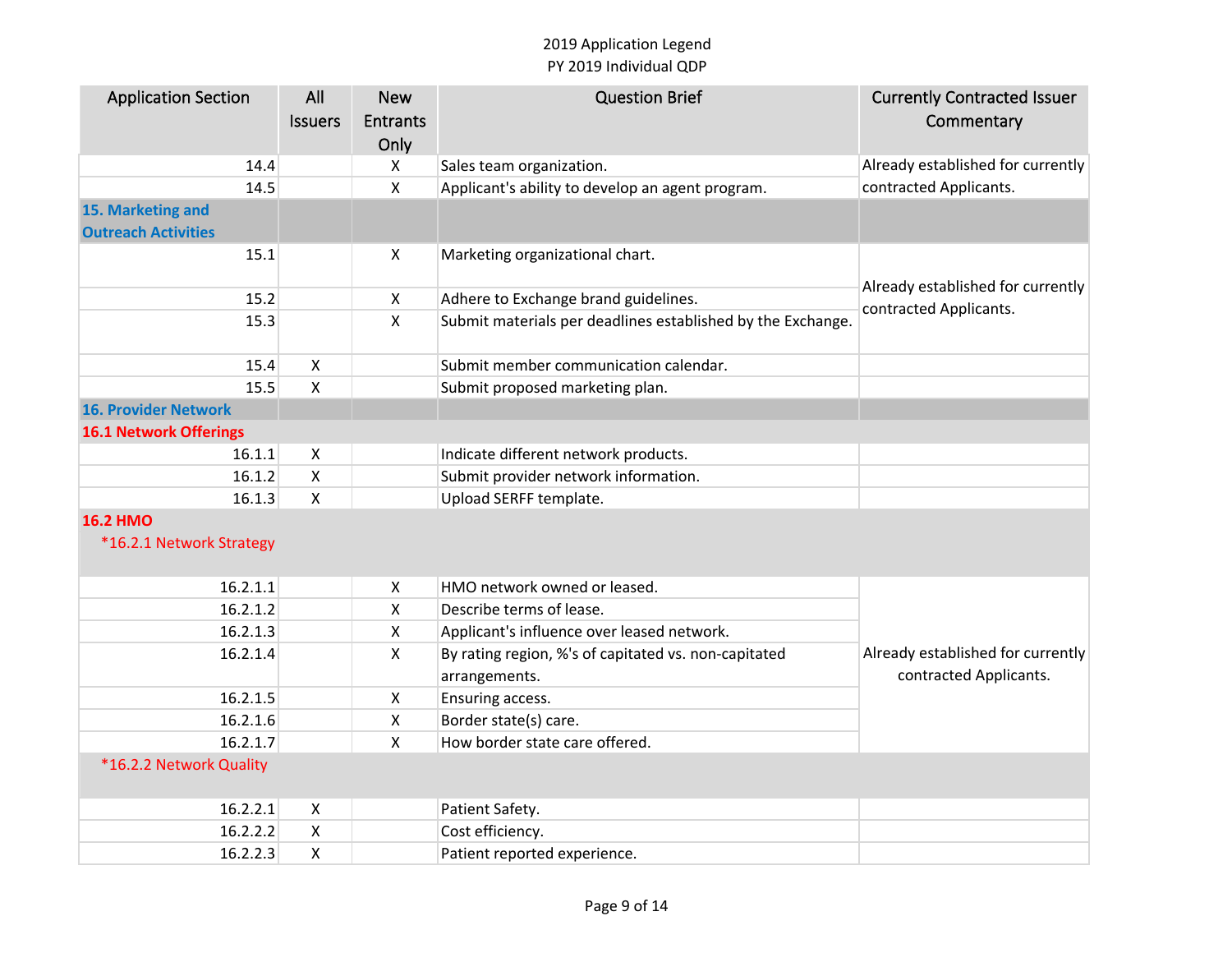2019 Application Legend
PY 2019 Individual QDP

| Application Section | All Issuers | New Entrants Only | Question Brief | Currently Contracted Issuer Commentary |
|---|---|---|---|---|
| 14.4 | | X | Sales team organization. | Already established for currently contracted Applicants. |
| 14.5 | | X | Applicant's ability to develop an agent program. | |
| **15. Marketing and Outreach Activities** | | | | |
| 15.1 | | X | Marketing organizational chart. | Already established for currently contracted Applicants. |
| 15.2 | | X | Adhere to Exchange brand guidelines. | |
| 15.3 | | X | Submit materials per deadlines established by the Exchange. | |
| 15.4 | X | | Submit member communication calendar. | |
| 15.5 | X | | Submit proposed marketing plan. | |
| **16. Provider Network** | | | | |
| **16.1 Network Offerings** | | | | |
| 16.1.1 | X | | Indicate different network products. | |
| 16.1.2 | X | | Submit provider network information. | |
| 16.1.3 | X | | Upload SERFF template. | |
| **16.2 HMO** *16.2.1 Network Strategy | | | | |
| 16.2.1.1 | | X | HMO network owned or leased. | Already established for currently contracted Applicants. |
| 16.2.1.2 | | X | Describe terms of lease. | |
| 16.2.1.3 | | X | Applicant's influence over leased network. | |
| 16.2.1.4 | | X | By rating region, %'s of capitated vs. non-capitated arrangements. | |
| 16.2.1.5 | | X | Ensuring access. | |
| 16.2.1.6 | | X | Border state(s) care. | |
| 16.2.1.7 | | X | How border state care offered. | |
| *16.2.2 Network Quality | | | | |
| 16.2.2.1 | X | | Patient Safety. | |
| 16.2.2.2 | X | | Cost efficiency. | |
| 16.2.2.3 | X | | Patient reported experience. | |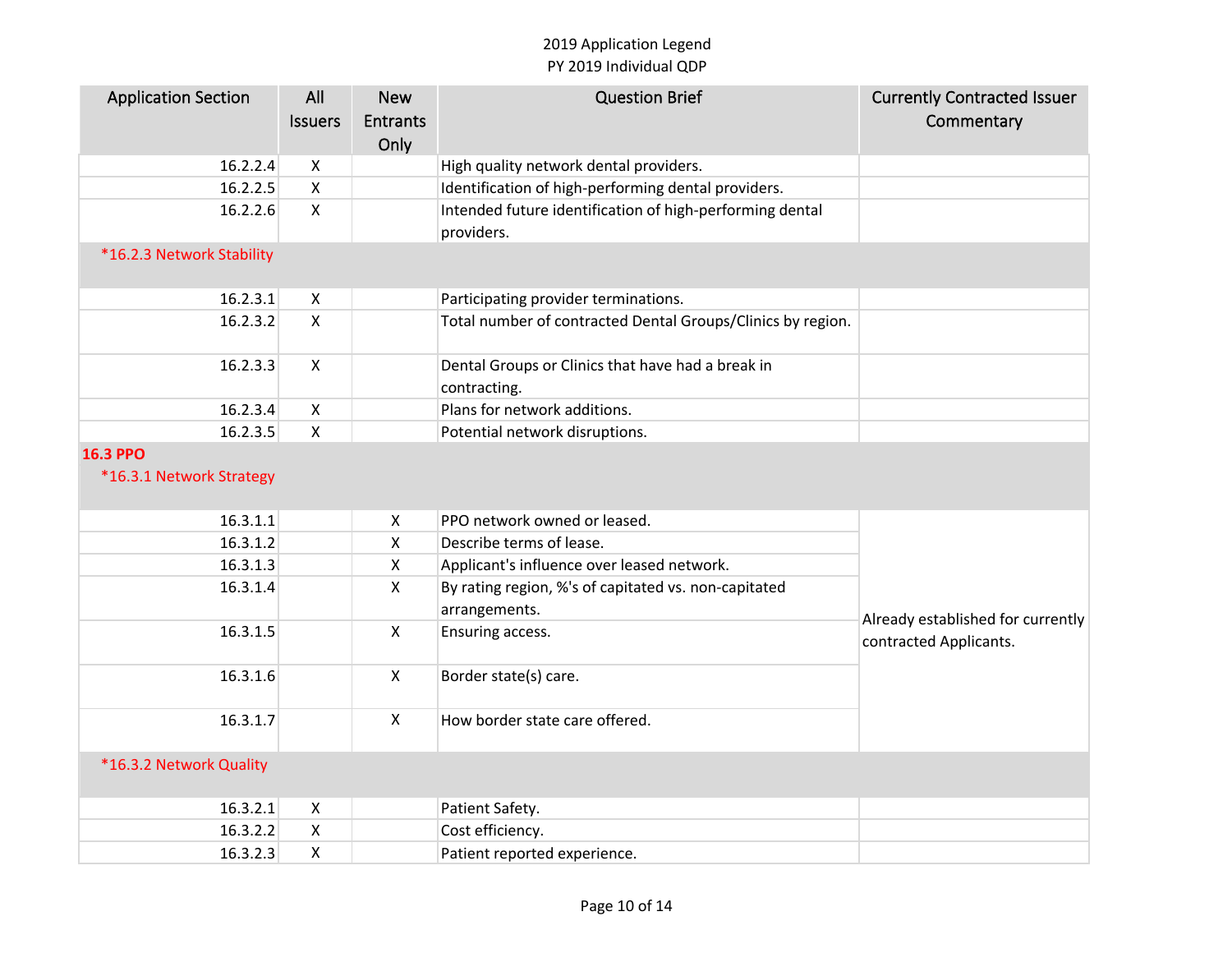| Application Section | All Issuers | New Entrants Only | Question Brief | Currently Contracted Issuer Commentary |
|---|---|---|---|---|
| 16.2.2.4 | X | | High quality network dental providers. | |
| 16.2.2.5 | X | | Identification of high-performing dental providers. | |
| 16.2.2.6 | X | | Intended future identification of high-performing dental providers. | |
| *16.2.3 Network Stability | | | | |
| 16.2.3.1 | X | | Participating provider terminations. | |
| 16.2.3.2 | X | | Total number of contracted Dental Groups/Clinics by region. | |
| 16.2.3.3 | X | | Dental Groups or Clinics that have had a break in contracting. | |
| 16.2.3.4 | X | | Plans for network additions. | |
| 16.2.3.5 | X | | Potential network disruptions. | |
| **16.3 PPO** *16.3.1 Network Strategy | | | | |
| 16.3.1.1 | | X | PPO network owned or leased. | Already established for currently contracted Applicants. |
| 16.3.1.2 | | X | Describe terms of lease. | |
| 16.3.1.3 | | X | Applicant's influence over leased network. | |
| 16.3.1.4 | | X | By rating region, %'s of capitated vs. non-capitated arrangements. | |
| 16.3.1.5 | | X | Ensuring access. | |
| 16.3.1.6 | | X | Border state(s) care. | |
| 16.3.1.7 | | X | How border state care offered. | |
| *16.3.2 Network Quality | | | | |
| 16.3.2.1 | X | | Patient Safety. | |
| 16.3.2.2 | X | | Cost efficiency. | |
| 16.3.2.3 | X | | Patient reported experience. | |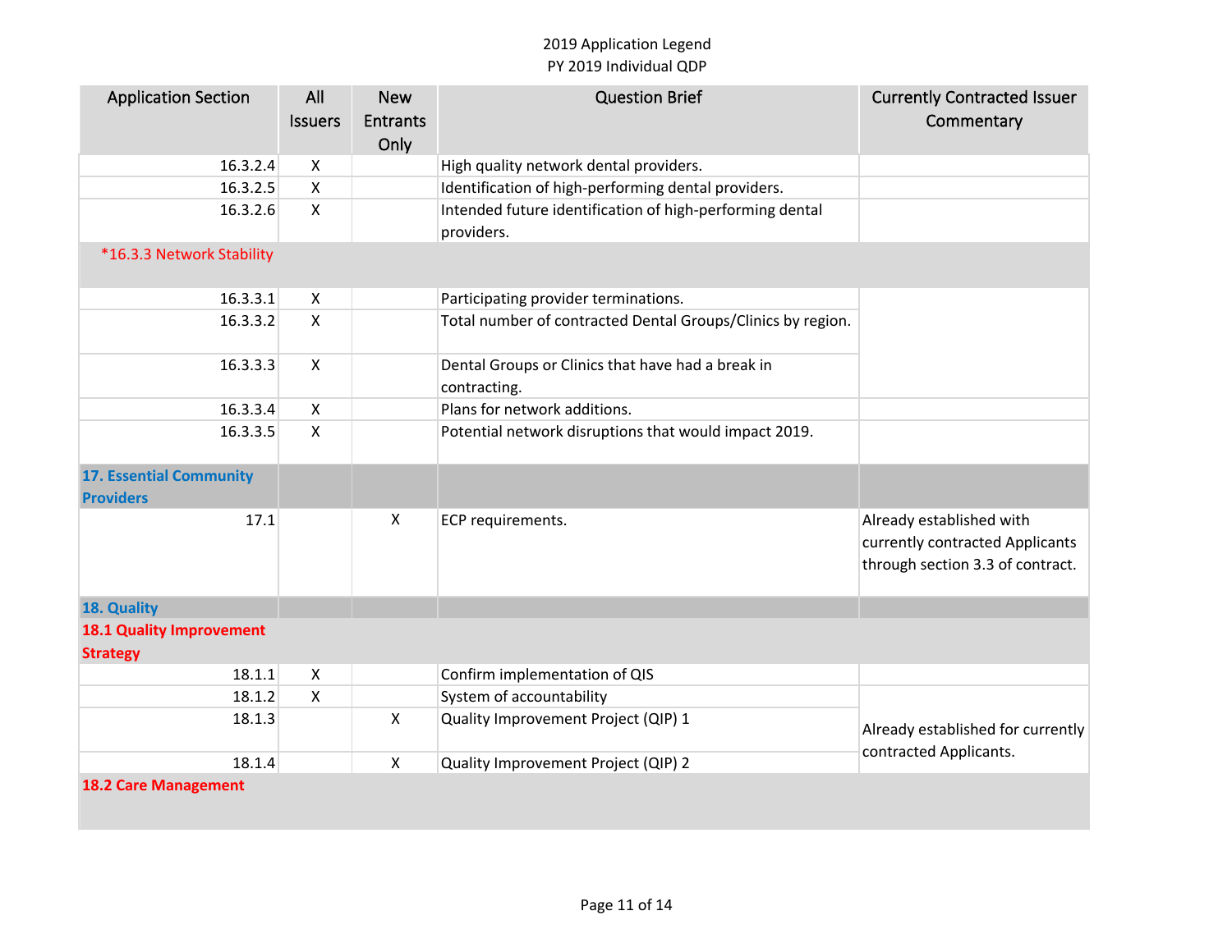2019 Application Legend
PY 2019 Individual QDP

| Application Section | All Issuers | New Entrants Only | Question Brief | Currently Contracted Issuer Commentary |
|---|---|---|---|---|
| 16.3.2.4 | X | | High quality network dental providers. | |
| 16.3.2.5 | X | | Identification of high-performing dental providers. | |
| 16.3.2.6 | X | | Intended future identification of high-performing dental providers. | |
| *16.3.3 Network Stability | | | | |
| 16.3.3.1 | X | | Participating provider terminations. | |
| 16.3.3.2 | X | | Total number of contracted Dental Groups/Clinics by region. | |
| 16.3.3.3 | X | | Dental Groups or Clinics that have had a break in contracting. | |
| 16.3.3.4 | X | | Plans for network additions. | |
| 16.3.3.5 | X | | Potential network disruptions that would impact 2019. | |
| **17. Essential Community Providers** | | | | |
| 17.1 | | X | ECP requirements. | Already established with currently contracted Applicants through section 3.3 of contract. |
| **18. Quality** | | | | |
| **18.1 Quality Improvement Strategy** | | | | |
| 18.1.1 | X | | Confirm implementation of QIS | |
| 18.1.2 | X | | System of accountability | Already established for currently contracted Applicants. |
| 18.1.3 | | X | Quality Improvement Project (QIP) 1 | |
| 18.1.4 | | X | Quality Improvement Project (QIP) 2 | |
| **18.2 Care Management** | | | | |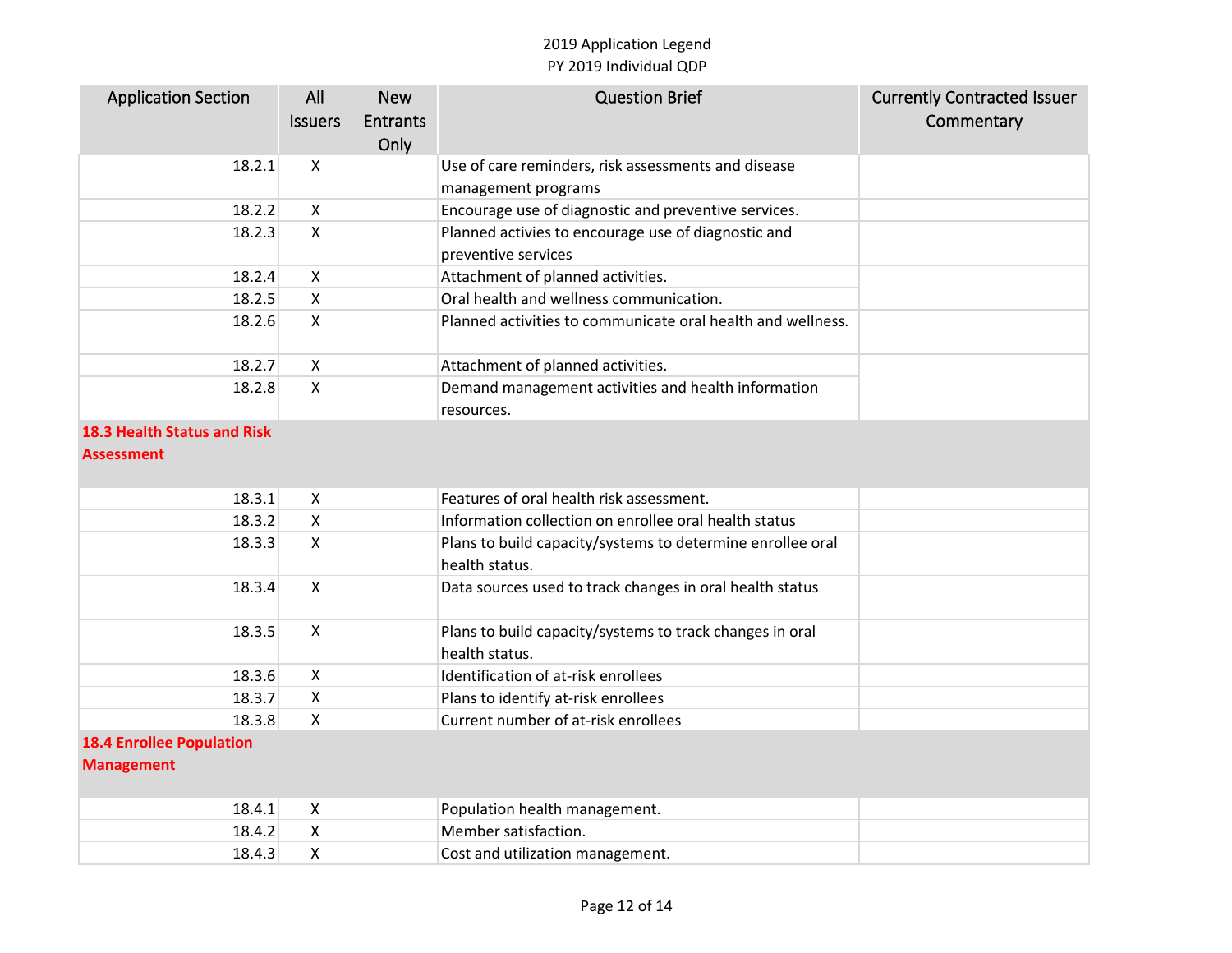| Application Section | All Issuers | New Entrants Only | Question Brief | Currently Contracted Issuer Commentary |
|---|---|---|---|---|
| 18.2.1 | X | | Use of care reminders, risk assessments and disease management programs | |
| 18.2.2 | X | | Encourage use of diagnostic and preventive services. | |
| 18.2.3 | X | | Planned activies to encourage use of diagnostic and preventive services | |
| 18.2.4 | X | | Attachment of planned activities. | |
| 18.2.5 | X | | Oral health and wellness communication. | |
| 18.2.6 | X | | Planned activities to communicate oral health and wellness. | |
| 18.2.7 | X | | Attachment of planned activities. | |
| 18.2.8 | X | | Demand management activities and health information resources. | |
| **18.3 Health Status and Risk Assessment** | | | | |
| 18.3.1 | X | | Features of oral health risk assessment. | |
| 18.3.2 | X | | Information collection on enrollee oral health status | |
| 18.3.3 | X | | Plans to build capacity/systems to determine enrollee oral health status. | |
| 18.3.4 | X | | Data sources used to track changes in oral health status | |
| 18.3.5 | X | | Plans to build capacity/systems to track changes in oral health status. | |
| 18.3.6 | X | | Identification of at-risk enrollees | |
| 18.3.7 | X | | Plans to identify at-risk enrollees | |
| 18.3.8 | X | | Current number of at-risk enrollees | |
| **18.4 Enrollee Population Management** | | | | |
| 18.4.1 | X | | Population health management. | |
| 18.4.2 | X | | Member satisfaction. | |
| 18.4.3 | X | | Cost and utilization management. | |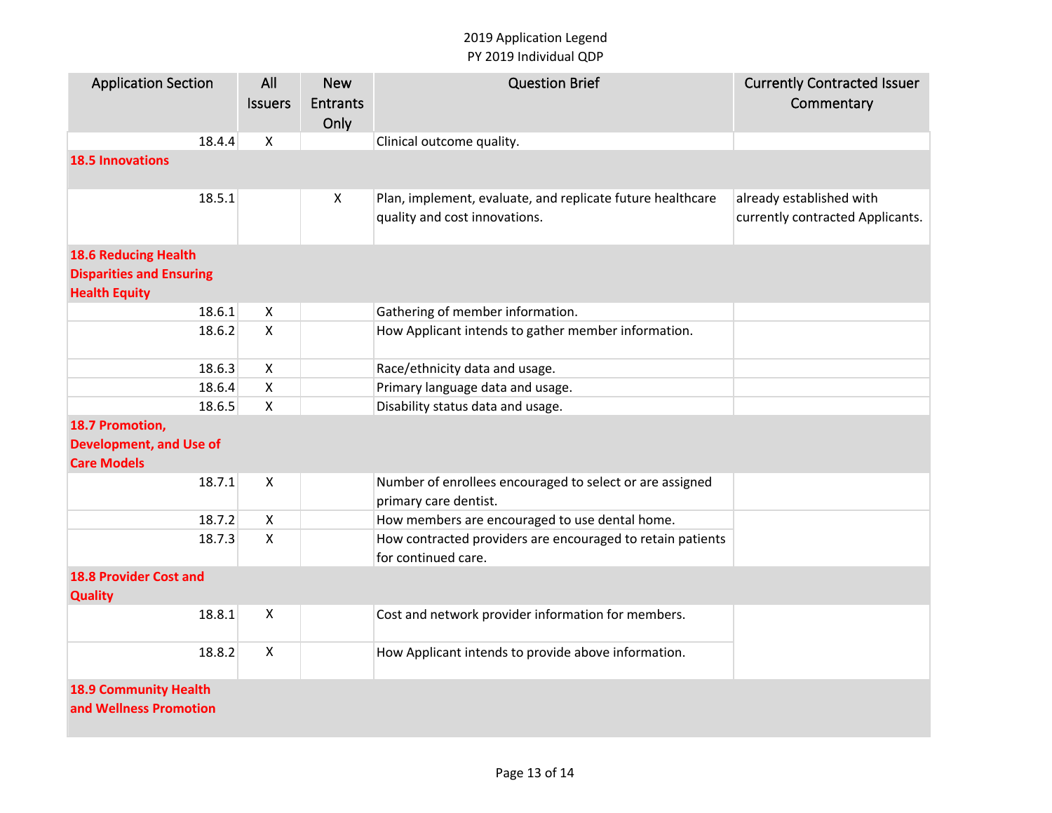| Application Section | All Issuers | New Entrants Only | Question Brief | Currently Contracted Issuer Commentary |
|---|---|---|---|---|
| 18.4.4 | X | | Clinical outcome quality. | |
| **18.5 Innovations** | | | | |
| 18.5.1 | | X | Plan, implement, evaluate, and replicate future healthcare quality and cost innovations. | already established with currently contracted Applicants. |
| **18.6 Reducing Health Disparities and Ensuring Health Equity** | | | | |
| 18.6.1 | X | | Gathering of member information. | |
| 18.6.2 | X | | How Applicant intends to gather member information. | |
| 18.6.3 | X | | Race/ethnicity data and usage. | |
| 18.6.4 | X | | Primary language data and usage. | |
| 18.6.5 | X | | Disability status data and usage. | |
| **18.7 Promotion, Development, and Use of Care Models** | | | | |
| 18.7.1 | X | | Number of enrollees encouraged to select or are assigned primary care dentist. | |
| 18.7.2 | X | | How members are encouraged to use dental home. | |
| 18.7.3 | X | | How contracted providers are encouraged to retain patients for continued care. | |
| **18.8 Provider Cost and Quality** | | | | |
| 18.8.1 | X | | Cost and network provider information for members. | |
| 18.8.2 | X | | How Applicant intends to provide above information. | |
| **18.9 Community Health and Wellness Promotion** | | | | |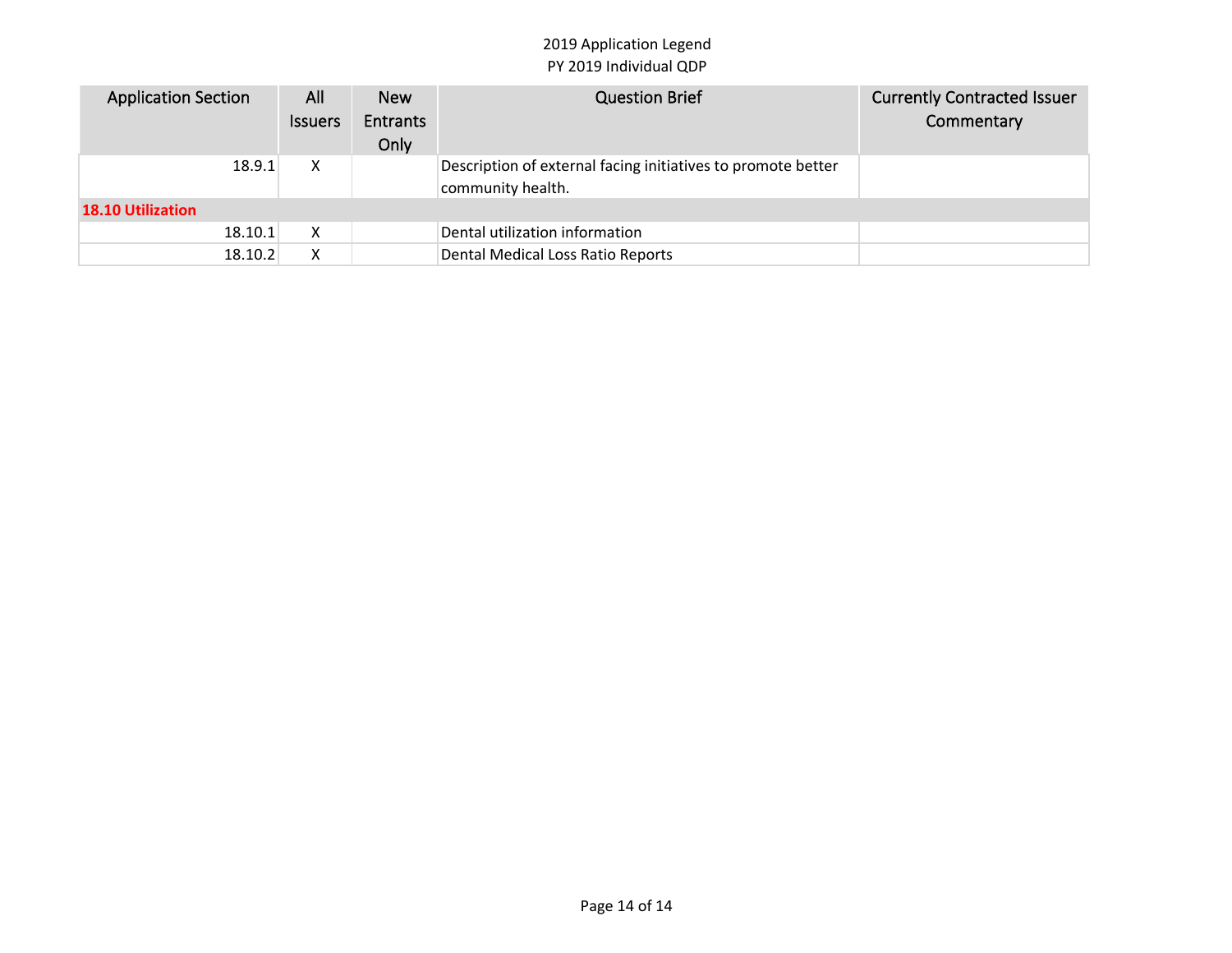2019 Application Legend
PY 2019 Individual QDP

| Application Section | All Issuers | New Entrants Only | Question Brief | Currently Contracted Issuer Commentary |
|---|---|---|---|---|
| 18.9.1 | X | | Description of external facing initiatives to promote better community health. | |
| **18.10 Utilization** | | | | |
| 18.10.1 | X | | Dental utilization information | |
| 18.10.2 | X | | Dental Medical Loss Ratio Reports | |